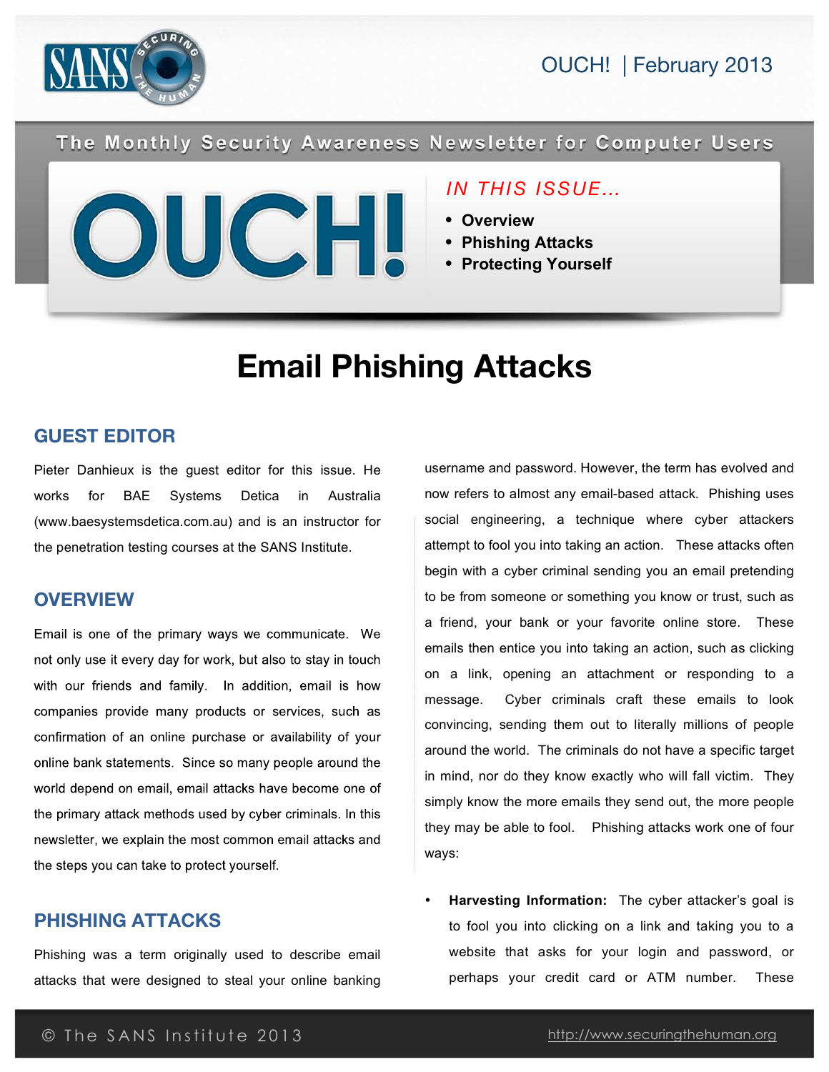The Monthly Security Awareness Newsletter for Computer Users

# OUCH! | February 2013

**IN THIS ISSUE…**

- **Overview**
- **Phishing Attacks**
- **Protecting Yourself**

# Email Phishing Attacks

## GUEST EDITOR

Pieter Danhieux is the guest editor for this issue. He works for BAE Systems Detica in Australia (www.baesystemsdetica.com.au) and is an instructor for the penetration testing courses at the SANS Institute.

## OVERVIEW

Email is one of the primary ways we communicate. We not only use it every day for work, but also to stay in touch with our friends and family. In addition, email is how companies provide many products or services, such as confirmation of an online purchase or availability of your online bank statements. Since so many people around the world depend on email, email attacks have become one of the primary attack methods used by cyber criminals. In this newsletter, we explain the most common email attacks and the steps you can take to protect yourself.

## PHISHING ATTACKS

Phishing was a term originally used to describe email attacks that were designed to steal your online banking username and password. However, the term has evolved and now refers to almost any email-based attack. Phishing uses social engineering, a technique where cyber attackers attempt to fool you into taking an action. These attacks often begin with a cyber criminal sending you an email pretending to be from someone or something you know or trust, such as a friend, your bank or your favorite online store. These emails then entice you into taking an action, such as clicking on a link, opening an attachment or responding to a message. Cyber criminals craft these emails to look convincing, sending them out to literally millions of people around the world. The criminals do not have a specific target in mind, nor do they know exactly who will fall victim. They simply know the more emails they send out, the more people they may be able to fool. Phishing attacks work one of four ways:

- **Harvesting Information:** The cyber attacker's goal is to fool you into clicking on a link and taking you to a website that asks for your login and password, or perhaps your credit card or ATM number. These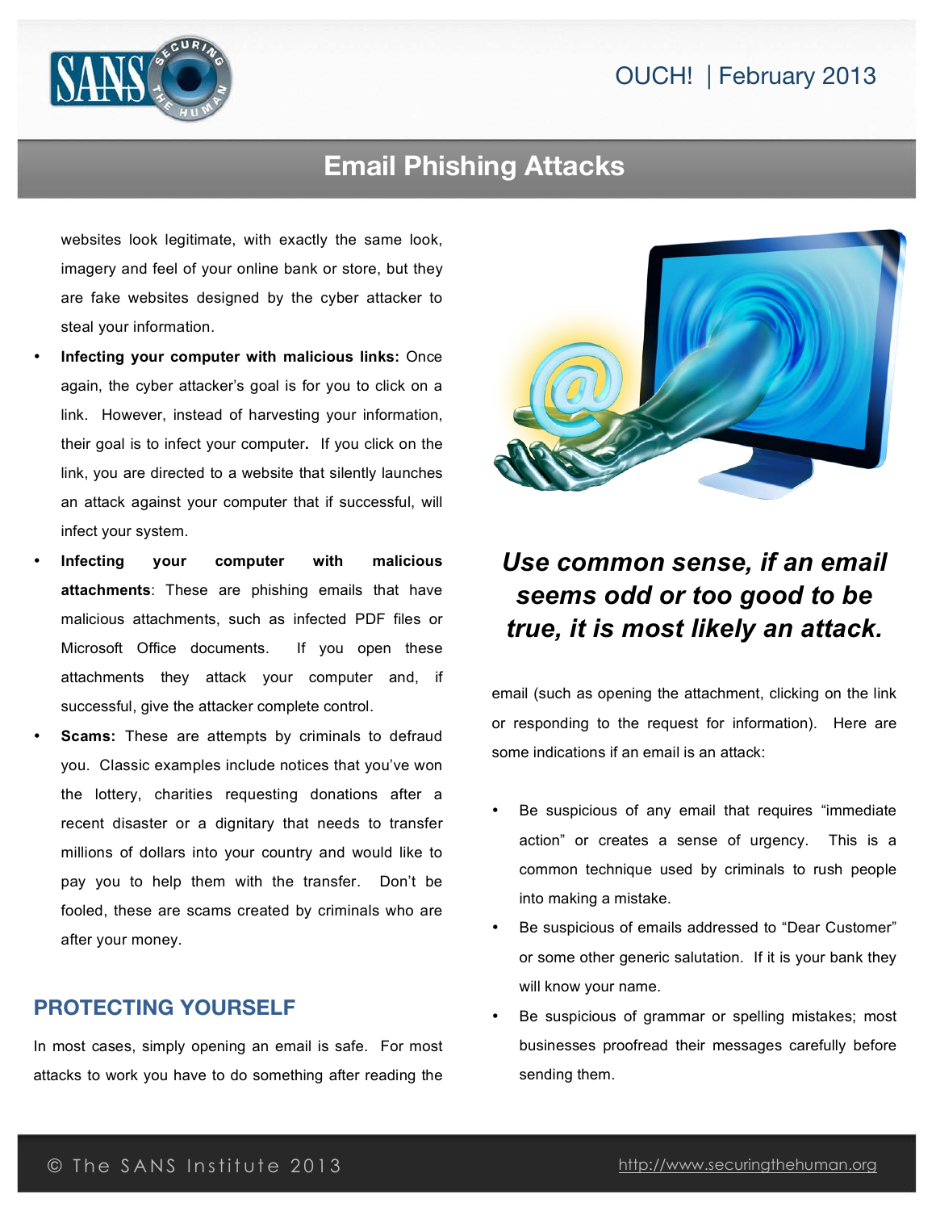websites look legitimate, with exactly the same look, imagery and feel of your online bank or store, but they are fake websites designed by the cyber attacker to steal your information.

- **Infecting your computer with malicious links:** Once again, the cyber attacker's goal is for you to click on a link. However, instead of harvesting your information, their goal is to infect your computer**.** If you click on the link, you are directed to a website that silently launches an attack against your computer that if successful, will infect your system.
- **Infecting your computer with malicious attachments**: These are phishing emails that have malicious attachments, such as infected PDF files or Microsoft Office documents. If you open these attachments they attack your computer and, if successful, give the attacker complete control.
- **Scams:** These are attempts by criminals to defraud you. Classic examples include notices that you've won the lottery, charities requesting donations after a recent disaster or a dignitary that needs to transfer millions of dollars into your country and would like to pay you to help them with the transfer. Don't be fooled, these are scams created by criminals who are after your money.

## PROTECTING YOURSELF

In most cases, simply opening an email is safe. For most attacks to work you have to do something after reading the email (such as opening the attachment, clicking on the link or responding to the request for information). Here are some indications if an email is an attack:

***Use common sense, if an email seems odd or too good to be true, it is most likely an attack.***

- Be suspicious of any email that requires "immediate action" or creates a sense of urgency. This is a common technique used by criminals to rush people into making a mistake.
- Be suspicious of emails addressed to "Dear Customer" or some other generic salutation. If it is your bank they will know your name.
- Be suspicious of grammar or spelling mistakes; most businesses proofread their messages carefully before sending them.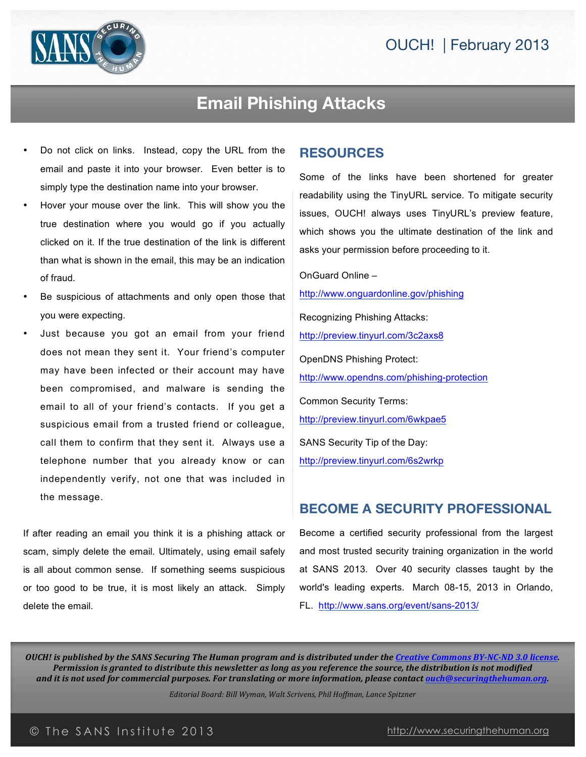- Do not click on links. Instead, copy the URL from the email and paste it into your browser. Even better is to simply type the destination name into your browser.
- Hover your mouse over the link. This will show you the true destination where you would go if you actually clicked on it. If the true destination of the link is different than what is shown in the email, this may be an indication of fraud.
- Be suspicious of attachments and only open those that you were expecting.
- Just because you got an email from your friend does not mean they sent it. Your friend's computer may have been infected or their account may have been compromised, and malware is sending the email to all of your friend's contacts. If you get a suspicious email from a trusted friend or colleague, call them to confirm that they sent it. Always use a telephone number that you already know or can independently verify, not one that was included in the message.

If after reading an email you think it is a phishing attack or scam, simply delete the email. Ultimately, using email safely is all about common sense. If something seems suspicious or too good to be true, it is most likely an attack. Simply delete the email.

## RESOURCES

Some of the links have been shortened for greater readability using the TinyURL service. To mitigate security issues, OUCH! always uses TinyURL's preview feature, which shows you the ultimate destination of the link and asks your permission before proceeding to it.

OnGuard Online –
http://www.onguardonline.gov/phishing

Recognizing Phishing Attacks:
http://preview.tinyurl.com/3c2axs8

OpenDNS Phishing Protect:
http://www.opendns.com/phishing-protection

Common Security Terms:
http://preview.tinyurl.com/6wkpae5

SANS Security Tip of the Day:
http://preview.tinyurl.com/6s2wrkp

## BECOME A SECURITY PROFESSIONAL

Become a certified security professional from the largest and most trusted security training organization in the world at SANS 2013. Over 40 security classes taught by the world's leading experts. March 08-15, 2013 in Orlando, FL. http://www.sans.org/event/sans-2013/

*OUCH! is published by the SANS Securing The Human program and is distributed under the Creative Commons BY-NC-ND 3.0 license. Permission is granted to distribute this newsletter as long as you reference the source, the distribution is not modified and it is not used for commercial purposes. For translating or more information, please contact ouch@securingthehuman.org.*

*Editorial Board: Bill Wyman, Walt Scrivens, Phil Hoffman, Lance Spitzner*

© The SANS Institute 2013 http://www.securingthehuman.org